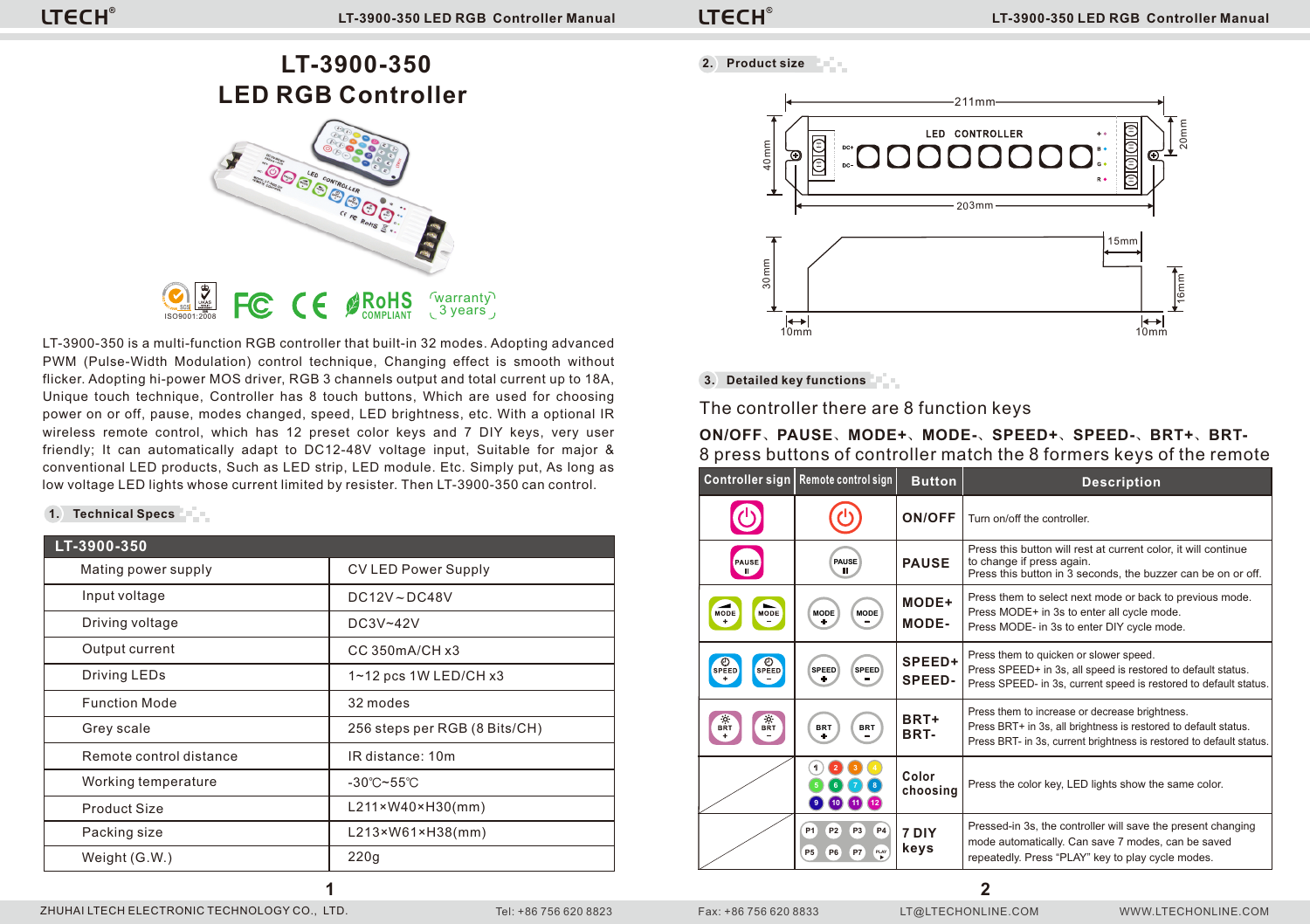# LT-3900-350
# LED RGB Controller

ISO9001:2008 FC CE RoHS COMPLIANT warranty 3 years

LT-3900-350 is a multi-function RGB controller that built-in 32 modes. Adopting advanced PWM (Pulse-Width Modulation) control technique, Changing effect is smooth without flicker. Adopting hi-power MOS driver, RGB 3 channels output and total current up to 18A, Unique touch technique, Controller has 8 touch buttons, Which are used for choosing power on or off, pause, modes changed, speed, LED brightness, etc. With a optional IR wireless remote control, which has 12 preset color keys and 7 DIY keys, very user friendly; It can automatically adapt to DC12-48V voltage input, Suitable for major & conventional LED products, Such as LED strip, LED module. Etc. Simply put, As long as low voltage LED lights whose current limited by resister. Then LT-3900-350 can control.

## 1. Technical Specs

| LT-3900-350 | |
|---|---|
| Mating power supply | CV LED Power Supply |
| Input voltage | DC12V～DC48V |
| Driving voltage | DC3V~42V |
| Output current | CC 350mA/CH x3 |
| Driving LEDs | 1~12 pcs 1W LED/CH x3 |
| Function Mode | 32 modes |
| Grey scale | 256 steps per RGB (8 Bits/CH) |
| Remote control distance | IR distance: 10m |
| Working temperature | -30℃~55℃ |
| Product Size | L211×W40×H30(mm) |
| Packing size | L213×W61×H38(mm) |
| Weight (G.W.) | 220g |

## 2. Product size

211mm, 203mm, 40mm, 20mm, 30mm, 15mm, 16mm, 10mm, 10mm

LED CONTROLLER

## 3. Detailed key functions

The controller there are 8 function keys

**ON/OFF、PAUSE、MODE+、MODE-、SPEED+、SPEED-、BRT+、BRT-**

8 press buttons of controller match the 8 formers keys of the remote

| Controller sign | Remote control sign | Button | Description |
|---|---|---|---|
| | | ON/OFF | Turn on/off the controller. |
| PAUSE | PAUSE | PAUSE | Press this button will rest at current color, it will continue to change if press again.<br>Press this button in 3 seconds, the buzzer can be on or off. |
| MODE + / MODE − | MODE + / MODE − | MODE+<br>MODE- | Press them to select next mode or back to previous mode.<br>Press MODE+ in 3s to enter all cycle mode.<br>Press MODE- in 3s to enter DIY cycle mode. |
| SPEED + / SPEED − | SPEED + / SPEED − | SPEED+<br>SPEED- | Press them to quicken or slower speed.<br>Press SPEED+ in 3s, all speed is restored to default status.<br>Press SPEED- in 3s, current speed is restored to default status. |
| BRT + / BRT − | BRT + / BRT − | BRT+<br>BRT- | Press them to increase or decrease brightness.<br>Press BRT+ in 3s, all brightness is restored to default status.<br>Press BRT- in 3s, current brightness is restored to default status. |
| | 1 2 3 4 5 6 7 8 9 10 11 12 | Color choosing | Press the color key, LED lights show the same color. |
| | P1 P2 P3 P4 P5 P6 P7 PLAY | 7 DIY keys | Pressed-in 3s, the controller will save the present changing mode automatically. Can save 7 modes, can be saved repeatedly. Press "PLAY" key to play cycle modes. |

ZHUHAI LTECH ELECTRONIC TECHNOLOGY CO., LTD. Tel: +86 756 620 8823 Fax: +86 756 620 8833 LT@LTECHONLINE.COM WWW.LTECHONLINE.COM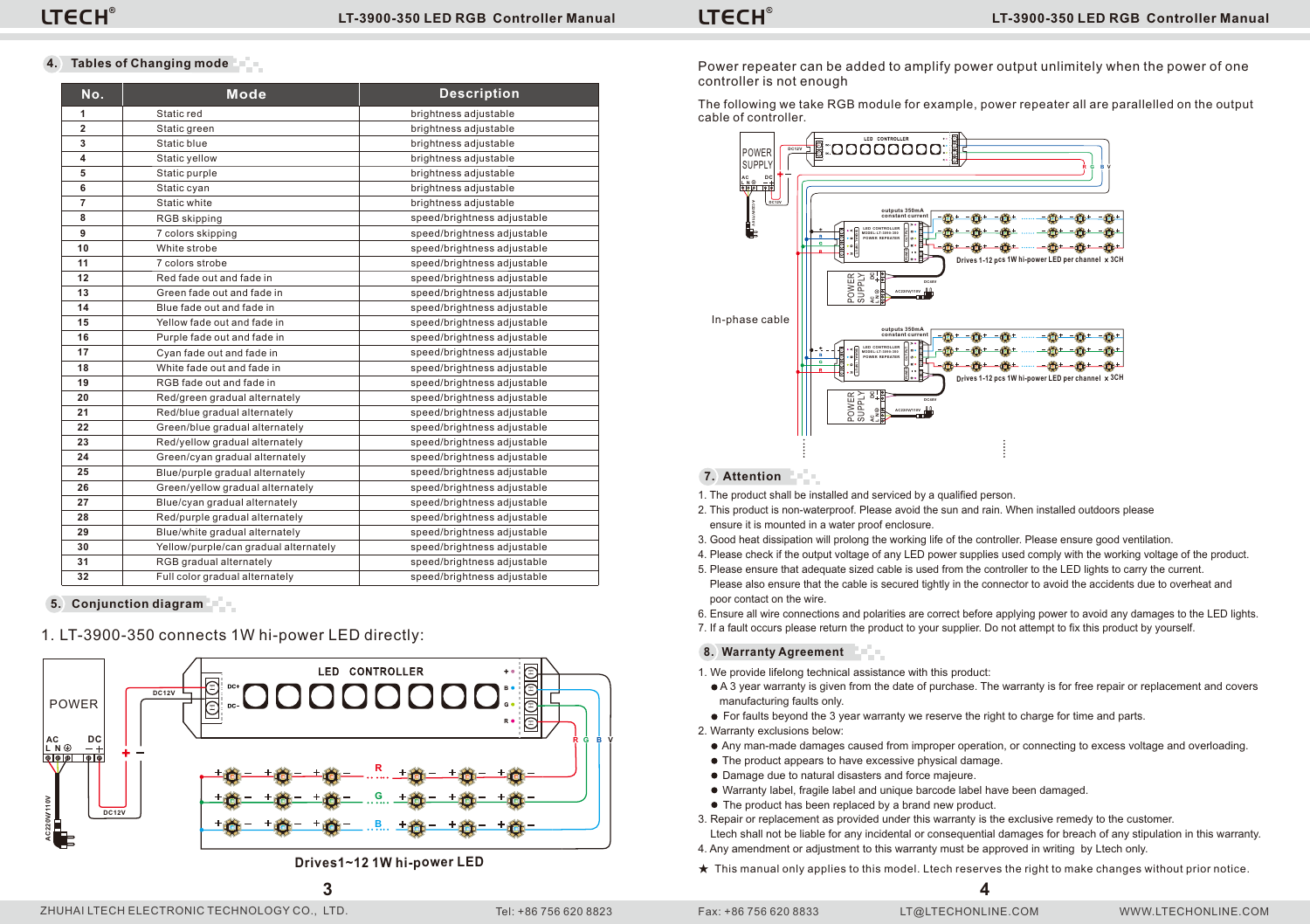## 4. Tables of Changing mode

| No. | Mode | Description |
|---|---|---|
| 1 | Static red | brightness adjustable |
| 2 | Static green | brightness adjustable |
| 3 | Static blue | brightness adjustable |
| 4 | Static yellow | brightness adjustable |
| 5 | Static purple | brightness adjustable |
| 6 | Static cyan | brightness adjustable |
| 7 | Static white | brightness adjustable |
| 8 | RGB skipping | speed/brightness adjustable |
| 9 | 7 colors skipping | speed/brightness adjustable |
| 10 | White strobe | speed/brightness adjustable |
| 11 | 7 colors strobe | speed/brightness adjustable |
| 12 | Red fade out and fade in | speed/brightness adjustable |
| 13 | Green fade out and fade in | speed/brightness adjustable |
| 14 | Blue fade out and fade in | speed/brightness adjustable |
| 15 | Yellow fade out and fade in | speed/brightness adjustable |
| 16 | Purple fade out and fade in | speed/brightness adjustable |
| 17 | Cyan fade out and fade in | speed/brightness adjustable |
| 18 | White fade out and fade in | speed/brightness adjustable |
| 19 | RGB fade out and fade in | speed/brightness adjustable |
| 20 | Red/green gradual alternately | speed/brightness adjustable |
| 21 | Red/blue gradual alternately | speed/brightness adjustable |
| 22 | Green/blue gradual alternately | speed/brightness adjustable |
| 23 | Red/yellow gradual alternately | speed/brightness adjustable |
| 24 | Green/cyan gradual alternately | speed/brightness adjustable |
| 25 | Blue/purple gradual alternately | speed/brightness adjustable |
| 26 | Green/yellow gradual alternately | speed/brightness adjustable |
| 27 | Blue/cyan gradual alternately | speed/brightness adjustable |
| 28 | Red/purple gradual alternately | speed/brightness adjustable |
| 29 | Blue/white gradual alternately | speed/brightness adjustable |
| 30 | Yellow/purple/can gradual alternately | speed/brightness adjustable |
| 31 | RGB gradual alternately | speed/brightness adjustable |
| 32 | Full color gradual alternately | speed/brightness adjustable |

## 5. Conjunction diagram

1. LT-3900-350 connects 1W hi-power LED directly:

POWER
AC L N ⊕
DC − +
DC12V
AC220V/110V
LED CONTROLLER
DC+
DC-
+ B G R
R G B V
R
G
B

Drives1~12 1W hi-power LED

Power repeater can be added to amplify power output unlimitely when the power of one controller is not enough

The following we take RGB module for example, power repeater all are parallelled on the output cable of controller.

POWER SUPPLY
LED CONTROLLER
DC12V
R G B V
In-phase cable
outputs 350mA constant current
LED CONTROLLER MODEL:LT-3900-350 POWER REPEATER
Drives 1-12 pcs 1W hi-power LED per channel x 3CH
POWER SUPPLY
DC48V
AC220V/110V

## 7. Attention

1. The product shall be installed and serviced by a qualified person.
2. This product is non-waterproof. Please avoid the sun and rain. When installed outdoors please ensure it is mounted in a water proof enclosure.
3. Good heat dissipation will prolong the working life of the controller. Please ensure good ventilation.
4. Please check if the output voltage of any LED power supplies used comply with the working voltage of the product.
5. Please ensure that adequate sized cable is used from the controller to the LED lights to carry the current. Please also ensure that the cable is secured tightly in the connector to avoid the accidents due to overheat and poor contact on the wire.
6. Ensure all wire connections and polarities are correct before applying power to avoid any damages to the LED lights.
7. If a fault occurs please return the product to your supplier. Do not attempt to fix this product by yourself.

## 8. Warranty Agreement

1. We provide lifelong technical assistance with this product:
   - A 3 year warranty is given from the date of purchase. The warranty is for free repair or replacement and covers manufacturing faults only.
   - For faults beyond the 3 year warranty we reserve the right to charge for time and parts.
2. Warranty exclusions below:
   - Any man-made damages caused from improper operation, or connecting to excess voltage and overloading.
   - The product appears to have excessive physical damage.
   - Damage due to natural disasters and force majeure.
   - Warranty label, fragile label and unique barcode label have been damaged.
   - The product has been replaced by a brand new product.
3. Repair or replacement as provided under this warranty is the exclusive remedy to the customer. Ltech shall not be liable for any incidental or consequential damages for breach of any stipulation in this warranty.
4. Any amendment or adjustment to this warranty must be approved in writing by Ltech only.

★ This manual only applies to this model. Ltech reserves the right to make changes without prior notice.